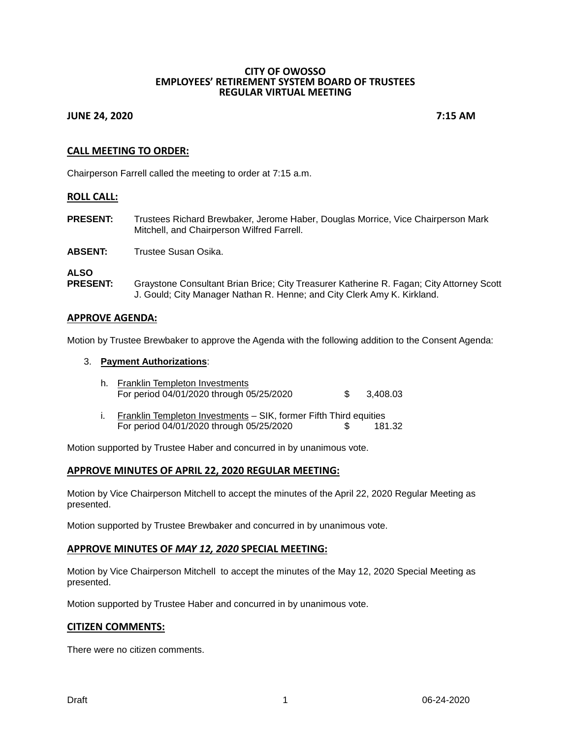# CITY OF OWOSSO
## EMPLOYEES' RETIREMENT SYSTEM BOARD OF TRUSTEES
## REGULAR VIRTUAL MEETING

**JUNE 24, 2020** **7:15 AM**

## CALL MEETING TO ORDER:

Chairperson Farrell called the meeting to order at 7:15 a.m.

## ROLL CALL:

**PRESENT:** Trustees Richard Brewbaker, Jerome Haber, Douglas Morrice, Vice Chairperson Mark Mitchell, and Chairperson Wilfred Farrell.

**ABSENT:** Trustee Susan Osika.

**ALSO PRESENT:** Graystone Consultant Brian Brice; City Treasurer Katherine R. Fagan; City Attorney Scott J. Gould; City Manager Nathan R. Henne; and City Clerk Amy K. Kirkland.

## APPROVE AGENDA:

Motion by Trustee Brewbaker to approve the Agenda with the following addition to the Consent Agenda:

3. **Payment Authorizations**:

   h. Franklin Templeton Investments
   For period 04/01/2020 through 05/25/2020 $ 3,408.03

   i. Franklin Templeton Investments – SIK, former Fifth Third equities
   For period 04/01/2020 through 05/25/2020 $ 181.32

Motion supported by Trustee Haber and concurred in by unanimous vote.

## APPROVE MINUTES OF APRIL 22, 2020 REGULAR MEETING:

Motion by Vice Chairperson Mitchell to accept the minutes of the April 22, 2020 Regular Meeting as presented.

Motion supported by Trustee Brewbaker and concurred in by unanimous vote.

## APPROVE MINUTES OF *MAY 12, 2020* SPECIAL MEETING:

Motion by Vice Chairperson Mitchell to accept the minutes of the May 12, 2020 Special Meeting as presented.

Motion supported by Trustee Haber and concurred in by unanimous vote.

## CITIZEN COMMENTS:

There were no citizen comments.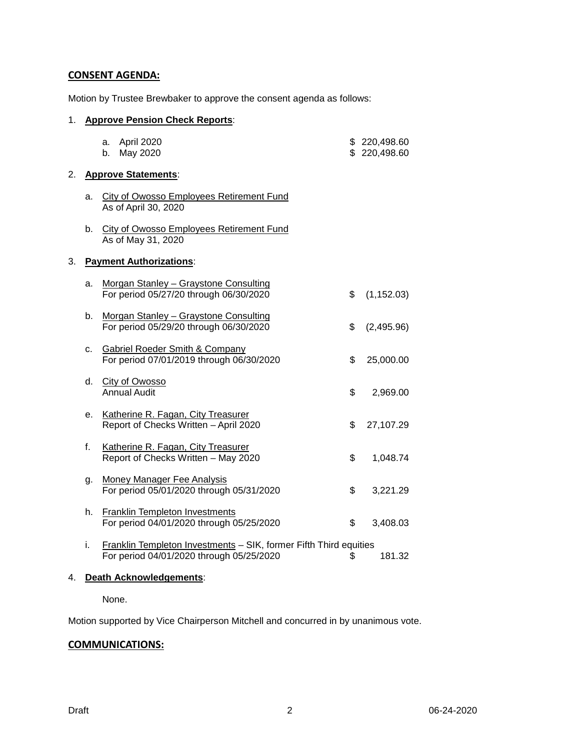## CONSENT AGENDA:

Motion by Trustee Brewbaker to approve the consent agenda as follows:

1. **Approve Pension Check Reports**:

   a. April 2020 — $ 220,498.60
   b. May 2020 — $ 220,498.60

2. **Approve Statements**:

   a. City of Owosso Employees Retirement Fund
   As of April 30, 2020

   b. City of Owosso Employees Retirement Fund
   As of May 31, 2020

3. **Payment Authorizations**:

   a. Morgan Stanley – Graystone Consulting
   For period 05/27/20 through 06/30/2020 — $ (1,152.03)

   b. Morgan Stanley – Graystone Consulting
   For period 05/29/20 through 06/30/2020 — $ (2,495.96)

   c. Gabriel Roeder Smith & Company
   For period 07/01/2019 through 06/30/2020 — $ 25,000.00

   d. City of Owosso
   Annual Audit — $ 2,969.00

   e. Katherine R. Fagan, City Treasurer
   Report of Checks Written – April 2020 — $ 27,107.29

   f. Katherine R. Fagan, City Treasurer
   Report of Checks Written – May 2020 — $ 1,048.74

   g. Money Manager Fee Analysis
   For period 05/01/2020 through 05/31/2020 — $ 3,221.29

   h. Franklin Templeton Investments
   For period 04/01/2020 through 05/25/2020 — $ 3,408.03

   i. Franklin Templeton Investments – SIK, former Fifth Third equities
   For period 04/01/2020 through 05/25/2020 — $ 181.32

4. **Death Acknowledgements**:

   None.

Motion supported by Vice Chairperson Mitchell and concurred in by unanimous vote.

## COMMUNICATIONS: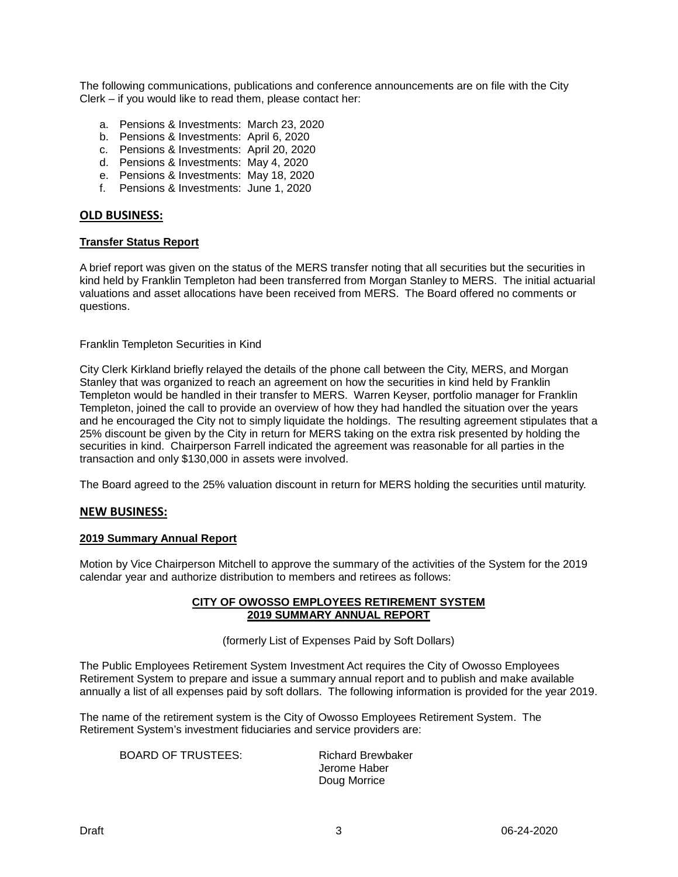The following communications, publications and conference announcements are on file with the City Clerk – if you would like to read them, please contact her:

a. Pensions & Investments: March 23, 2020
b. Pensions & Investments: April 6, 2020
c. Pensions & Investments: April 20, 2020
d. Pensions & Investments: May 4, 2020
e. Pensions & Investments: May 18, 2020
f. Pensions & Investments: June 1, 2020

## OLD BUSINESS:

### Transfer Status Report

A brief report was given on the status of the MERS transfer noting that all securities but the securities in kind held by Franklin Templeton had been transferred from Morgan Stanley to MERS. The initial actuarial valuations and asset allocations have been received from MERS. The Board offered no comments or questions.

Franklin Templeton Securities in Kind

City Clerk Kirkland briefly relayed the details of the phone call between the City, MERS, and Morgan Stanley that was organized to reach an agreement on how the securities in kind held by Franklin Templeton would be handled in their transfer to MERS. Warren Keyser, portfolio manager for Franklin Templeton, joined the call to provide an overview of how they had handled the situation over the years and he encouraged the City not to simply liquidate the holdings. The resulting agreement stipulates that a 25% discount be given by the City in return for MERS taking on the extra risk presented by holding the securities in kind. Chairperson Farrell indicated the agreement was reasonable for all parties in the transaction and only $130,000 in assets were involved.

The Board agreed to the 25% valuation discount in return for MERS holding the securities until maturity.

## NEW BUSINESS:

### 2019 Summary Annual Report

Motion by Vice Chairperson Mitchell to approve the summary of the activities of the System for the 2019 calendar year and authorize distribution to members and retirees as follows:

**CITY OF OWOSSO EMPLOYEES RETIREMENT SYSTEM**
**2019 SUMMARY ANNUAL REPORT**

(formerly List of Expenses Paid by Soft Dollars)

The Public Employees Retirement System Investment Act requires the City of Owosso Employees Retirement System to prepare and issue a summary annual report and to publish and make available annually a list of all expenses paid by soft dollars. The following information is provided for the year 2019.

The name of the retirement system is the City of Owosso Employees Retirement System. The Retirement System's investment fiduciaries and service providers are:

BOARD OF TRUSTEES: Richard Brewbaker
Jerome Haber
Doug Morrice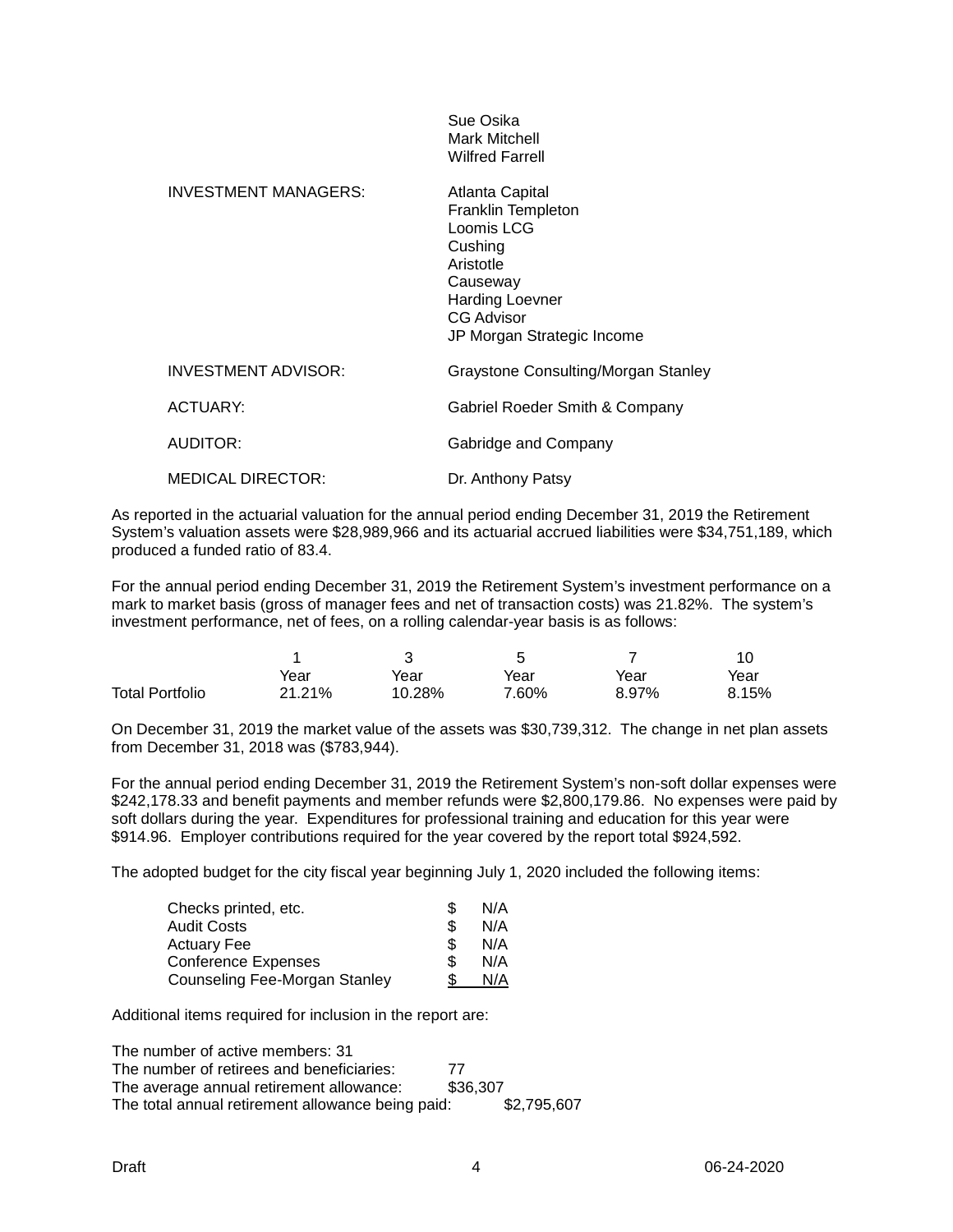| | |
|---|---|
| | Sue Osika<br>Mark Mitchell<br>Wilfred Farrell |
| INVESTMENT MANAGERS: | Atlanta Capital<br>Franklin Templeton<br>Loomis LCG<br>Cushing<br>Aristotle<br>Causeway<br>Harding Loevner<br>CG Advisor<br>JP Morgan Strategic Income |
| INVESTMENT ADVISOR: | Graystone Consulting/Morgan Stanley |
| ACTUARY: | Gabriel Roeder Smith & Company |
| AUDITOR: | Gabridge and Company |
| MEDICAL DIRECTOR: | Dr. Anthony Patsy |

As reported in the actuarial valuation for the annual period ending December 31, 2019 the Retirement System's valuation assets were $28,989,966 and its actuarial accrued liabilities were $34,751,189, which produced a funded ratio of 83.4.

For the annual period ending December 31, 2019 the Retirement System's investment performance on a mark to market basis (gross of manager fees and net of transaction costs) was 21.82%. The system's investment performance, net of fees, on a rolling calendar-year basis is as follows:

| | 1 Year | 3 Year | 5 Year | 7 Year | 10 Year |
|---|---|---|---|---|---|
| Total Portfolio | 21.21% | 10.28% | 7.60% | 8.97% | 8.15% |

On December 31, 2019 the market value of the assets was $30,739,312. The change in net plan assets from December 31, 2018 was ($783,944).

For the annual period ending December 31, 2019 the Retirement System's non-soft dollar expenses were $242,178.33 and benefit payments and member refunds were $2,800,179.86. No expenses were paid by soft dollars during the year. Expenditures for professional training and education for this year were $914.96. Employer contributions required for the year covered by the report total $924,592.

The adopted budget for the city fiscal year beginning July 1, 2020 included the following items:

| | | |
|---|---|---|
| Checks printed, etc. | $ | N/A |
| Audit Costs | $ | N/A |
| Actuary Fee | $ | N/A |
| Conference Expenses | $ | N/A |
| Counseling Fee-Morgan Stanley | $ | N/A |

Additional items required for inclusion in the report are:

The number of active members: 31
The number of retirees and beneficiaries: 77
The average annual retirement allowance: $36,307
The total annual retirement allowance being paid: $2,795,607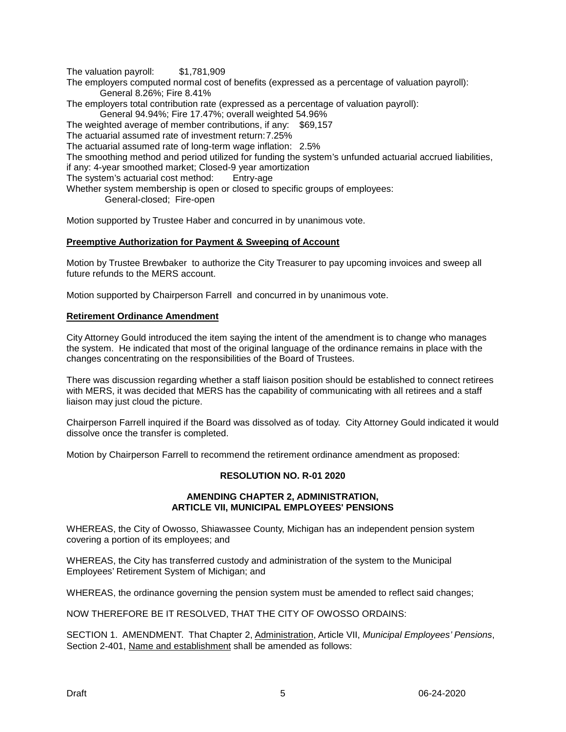The valuation payroll: $1,781,909

The employers computed normal cost of benefits (expressed as a percentage of valuation payroll):
General 8.26%; Fire 8.41%

The employers total contribution rate (expressed as a percentage of valuation payroll):
General 94.94%; Fire 17.47%; overall weighted 54.96%

The weighted average of member contributions, if any: $69,157

The actuarial assumed rate of investment return: 7.25%

The actuarial assumed rate of long-term wage inflation: 2.5%

The smoothing method and period utilized for funding the system's unfunded actuarial accrued liabilities, if any: 4-year smoothed market; Closed-9 year amortization

The system's actuarial cost method: Entry-age

Whether system membership is open or closed to specific groups of employees:
General-closed; Fire-open

Motion supported by Trustee Haber and concurred in by unanimous vote.

**Preemptive Authorization for Payment & Sweeping of Account**

Motion by Trustee Brewbaker to authorize the City Treasurer to pay upcoming invoices and sweep all future refunds to the MERS account.

Motion supported by Chairperson Farrell and concurred in by unanimous vote.

**Retirement Ordinance Amendment**

City Attorney Gould introduced the item saying the intent of the amendment is to change who manages the system. He indicated that most of the original language of the ordinance remains in place with the changes concentrating on the responsibilities of the Board of Trustees.

There was discussion regarding whether a staff liaison position should be established to connect retirees with MERS, it was decided that MERS has the capability of communicating with all retirees and a staff liaison may just cloud the picture.

Chairperson Farrell inquired if the Board was dissolved as of today. City Attorney Gould indicated it would dissolve once the transfer is completed.

Motion by Chairperson Farrell to recommend the retirement ordinance amendment as proposed:

**RESOLUTION NO. R-01 2020**

**AMENDING CHAPTER 2, ADMINISTRATION,
ARTICLE VII, MUNICIPAL EMPLOYEES' PENSIONS**

WHEREAS, the City of Owosso, Shiawassee County, Michigan has an independent pension system covering a portion of its employees; and

WHEREAS, the City has transferred custody and administration of the system to the Municipal Employees' Retirement System of Michigan; and

WHEREAS, the ordinance governing the pension system must be amended to reflect said changes;

NOW THEREFORE BE IT RESOLVED, THAT THE CITY OF OWOSSO ORDAINS:

SECTION 1. AMENDMENT. That Chapter 2, Administration, Article VII, *Municipal Employees' Pensions*, Section 2-401, Name and establishment shall be amended as follows: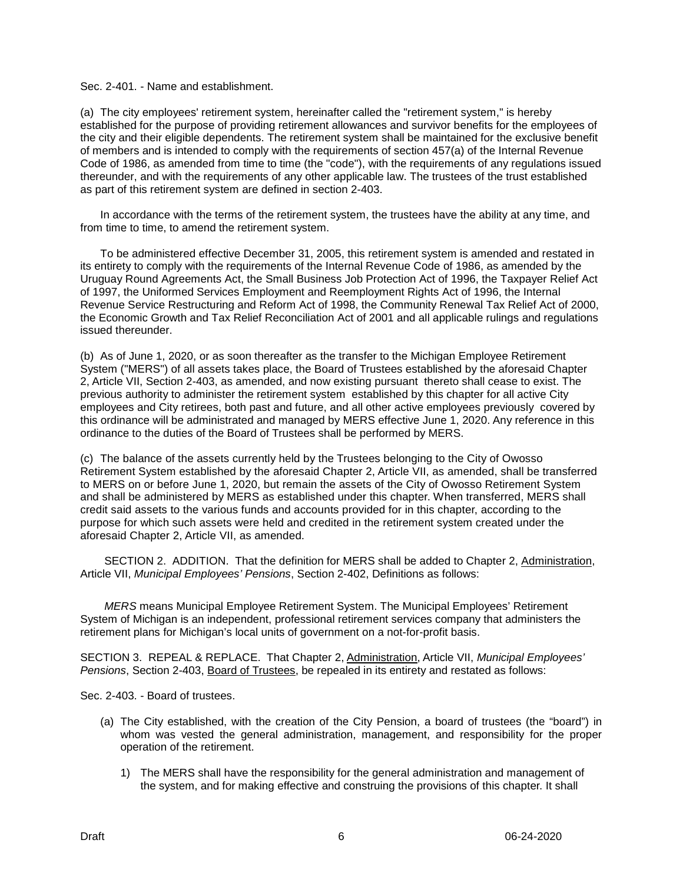Sec. 2-401. - Name and establishment.

(a) The city employees' retirement system, hereinafter called the "retirement system," is hereby established for the purpose of providing retirement allowances and survivor benefits for the employees of the city and their eligible dependents. The retirement system shall be maintained for the exclusive benefit of members and is intended to comply with the requirements of section 457(a) of the Internal Revenue Code of 1986, as amended from time to time (the "code"), with the requirements of any regulations issued thereunder, and with the requirements of any other applicable law. The trustees of the trust established as part of this retirement system are defined in section 2-403.

In accordance with the terms of the retirement system, the trustees have the ability at any time, and from time to time, to amend the retirement system.

To be administered effective December 31, 2005, this retirement system is amended and restated in its entirety to comply with the requirements of the Internal Revenue Code of 1986, as amended by the Uruguay Round Agreements Act, the Small Business Job Protection Act of 1996, the Taxpayer Relief Act of 1997, the Uniformed Services Employment and Reemployment Rights Act of 1996, the Internal Revenue Service Restructuring and Reform Act of 1998, the Community Renewal Tax Relief Act of 2000, the Economic Growth and Tax Relief Reconciliation Act of 2001 and all applicable rulings and regulations issued thereunder.

(b) As of June 1, 2020, or as soon thereafter as the transfer to the Michigan Employee Retirement System ("MERS") of all assets takes place, the Board of Trustees established by the aforesaid Chapter 2, Article VII, Section 2-403, as amended, and now existing pursuant thereto shall cease to exist. The previous authority to administer the retirement system established by this chapter for all active City employees and City retirees, both past and future, and all other active employees previously covered by this ordinance will be administrated and managed by MERS effective June 1, 2020. Any reference in this ordinance to the duties of the Board of Trustees shall be performed by MERS.

(c) The balance of the assets currently held by the Trustees belonging to the City of Owosso Retirement System established by the aforesaid Chapter 2, Article VII, as amended, shall be transferred to MERS on or before June 1, 2020, but remain the assets of the City of Owosso Retirement System and shall be administered by MERS as established under this chapter. When transferred, MERS shall credit said assets to the various funds and accounts provided for in this chapter, according to the purpose for which such assets were held and credited in the retirement system created under the aforesaid Chapter 2, Article VII, as amended.

SECTION 2. ADDITION. That the definition for MERS shall be added to Chapter 2, Administration, Article VII, *Municipal Employees' Pensions*, Section 2-402, Definitions as follows:

*MERS* means Municipal Employee Retirement System. The Municipal Employees' Retirement System of Michigan is an independent, professional retirement services company that administers the retirement plans for Michigan's local units of government on a not-for-profit basis.

SECTION 3. REPEAL & REPLACE. That Chapter 2, Administration, Article VII, *Municipal Employees' Pensions*, Section 2-403, Board of Trustees, be repealed in its entirety and restated as follows:

Sec. 2-403. - Board of trustees.

(a) The City established, with the creation of the City Pension, a board of trustees (the "board") in whom was vested the general administration, management, and responsibility for the proper operation of the retirement.

   1) The MERS shall have the responsibility for the general administration and management of the system, and for making effective and construing the provisions of this chapter. It shall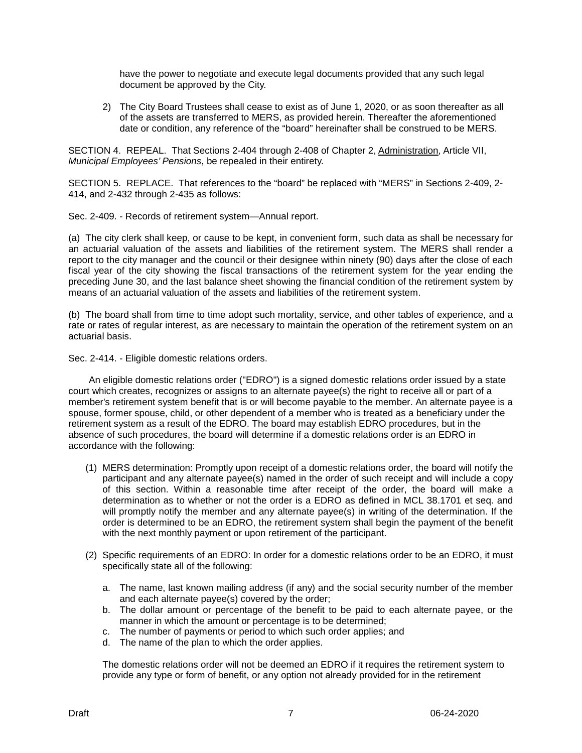have the power to negotiate and execute legal documents provided that any such legal document be approved by the City.

2) The City Board Trustees shall cease to exist as of June 1, 2020, or as soon thereafter as all of the assets are transferred to MERS, as provided herein. Thereafter the aforementioned date or condition, any reference of the "board" hereinafter shall be construed to be MERS.

SECTION 4. REPEAL. That Sections 2-404 through 2-408 of Chapter 2, Administration, Article VII, *Municipal Employees' Pensions*, be repealed in their entirety.

SECTION 5. REPLACE. That references to the "board" be replaced with "MERS" in Sections 2-409, 2-414, and 2-432 through 2-435 as follows:

Sec. 2-409. - Records of retirement system—Annual report.

(a) The city clerk shall keep, or cause to be kept, in convenient form, such data as shall be necessary for an actuarial valuation of the assets and liabilities of the retirement system. The MERS shall render a report to the city manager and the council or their designee within ninety (90) days after the close of each fiscal year of the city showing the fiscal transactions of the retirement system for the year ending the preceding June 30, and the last balance sheet showing the financial condition of the retirement system by means of an actuarial valuation of the assets and liabilities of the retirement system.

(b) The board shall from time to time adopt such mortality, service, and other tables of experience, and a rate or rates of regular interest, as are necessary to maintain the operation of the retirement system on an actuarial basis.

Sec. 2-414. - Eligible domestic relations orders.

An eligible domestic relations order ("EDRO") is a signed domestic relations order issued by a state court which creates, recognizes or assigns to an alternate payee(s) the right to receive all or part of a member's retirement system benefit that is or will become payable to the member. An alternate payee is a spouse, former spouse, child, or other dependent of a member who is treated as a beneficiary under the retirement system as a result of the EDRO. The board may establish EDRO procedures, but in the absence of such procedures, the board will determine if a domestic relations order is an EDRO in accordance with the following:

(1) MERS determination: Promptly upon receipt of a domestic relations order, the board will notify the participant and any alternate payee(s) named in the order of such receipt and will include a copy of this section. Within a reasonable time after receipt of the order, the board will make a determination as to whether or not the order is a EDRO as defined in MCL 38.1701 et seq. and will promptly notify the member and any alternate payee(s) in writing of the determination. If the order is determined to be an EDRO, the retirement system shall begin the payment of the benefit with the next monthly payment or upon retirement of the participant.

(2) Specific requirements of an EDRO: In order for a domestic relations order to be an EDRO, it must specifically state all of the following:

   a. The name, last known mailing address (if any) and the social security number of the member and each alternate payee(s) covered by the order;
   b. The dollar amount or percentage of the benefit to be paid to each alternate payee, or the manner in which the amount or percentage is to be determined;
   c. The number of payments or period to which such order applies; and
   d. The name of the plan to which the order applies.

   The domestic relations order will not be deemed an EDRO if it requires the retirement system to provide any type or form of benefit, or any option not already provided for in the retirement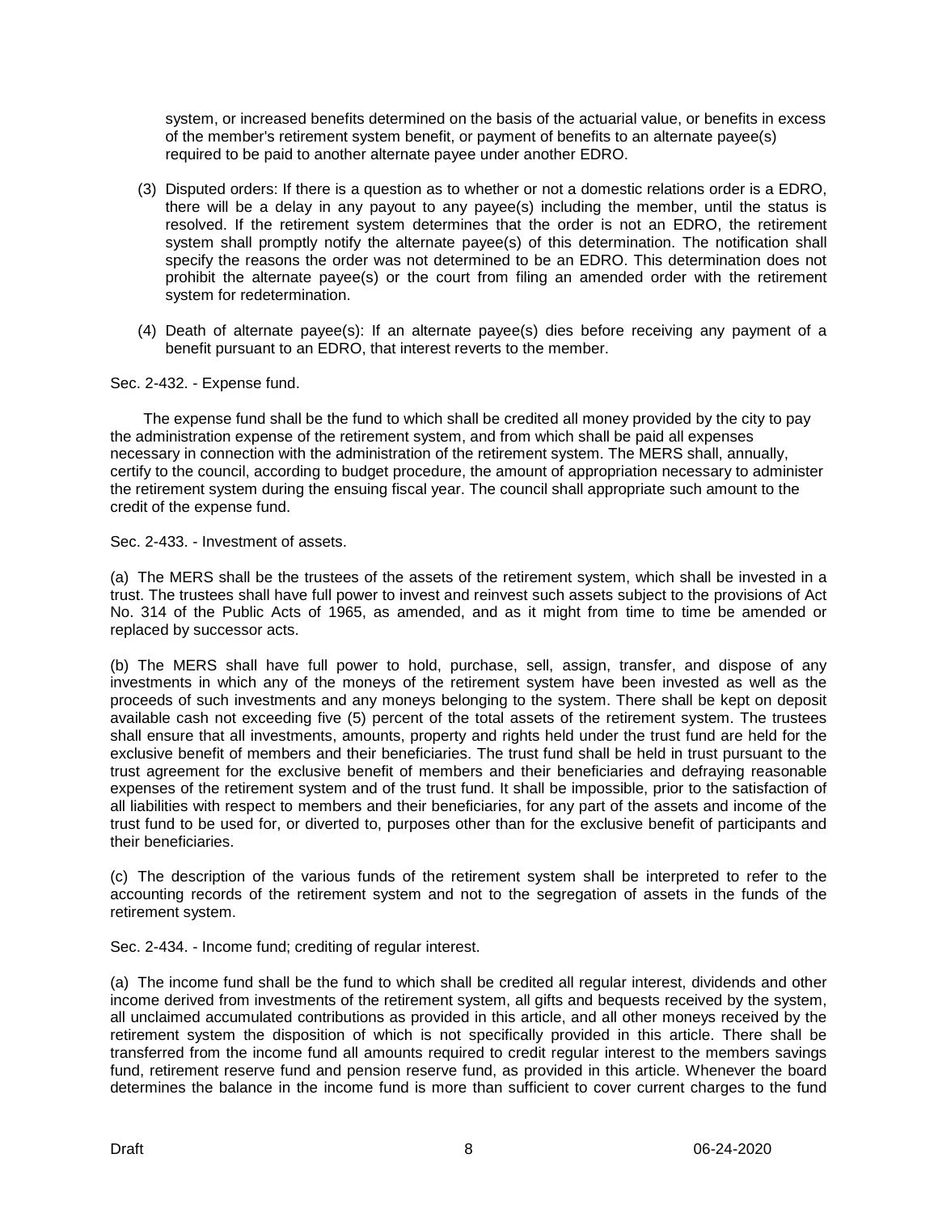system, or increased benefits determined on the basis of the actuarial value, or benefits in excess of the member's retirement system benefit, or payment of benefits to an alternate payee(s) required to be paid to another alternate payee under another EDRO.

(3) Disputed orders: If there is a question as to whether or not a domestic relations order is a EDRO, there will be a delay in any payout to any payee(s) including the member, until the status is resolved. If the retirement system determines that the order is not an EDRO, the retirement system shall promptly notify the alternate payee(s) of this determination. The notification shall specify the reasons the order was not determined to be an EDRO. This determination does not prohibit the alternate payee(s) or the court from filing an amended order with the retirement system for redetermination.

(4) Death of alternate payee(s): If an alternate payee(s) dies before receiving any payment of a benefit pursuant to an EDRO, that interest reverts to the member.

Sec. 2-432. - Expense fund.

The expense fund shall be the fund to which shall be credited all money provided by the city to pay the administration expense of the retirement system, and from which shall be paid all expenses necessary in connection with the administration of the retirement system. The MERS shall, annually, certify to the council, according to budget procedure, the amount of appropriation necessary to administer the retirement system during the ensuing fiscal year. The council shall appropriate such amount to the credit of the expense fund.

Sec. 2-433. - Investment of assets.

(a) The MERS shall be the trustees of the assets of the retirement system, which shall be invested in a trust. The trustees shall have full power to invest and reinvest such assets subject to the provisions of Act No. 314 of the Public Acts of 1965, as amended, and as it might from time to time be amended or replaced by successor acts.

(b) The MERS shall have full power to hold, purchase, sell, assign, transfer, and dispose of any investments in which any of the moneys of the retirement system have been invested as well as the proceeds of such investments and any moneys belonging to the system. There shall be kept on deposit available cash not exceeding five (5) percent of the total assets of the retirement system. The trustees shall ensure that all investments, amounts, property and rights held under the trust fund are held for the exclusive benefit of members and their beneficiaries. The trust fund shall be held in trust pursuant to the trust agreement for the exclusive benefit of members and their beneficiaries and defraying reasonable expenses of the retirement system and of the trust fund. It shall be impossible, prior to the satisfaction of all liabilities with respect to members and their beneficiaries, for any part of the assets and income of the trust fund to be used for, or diverted to, purposes other than for the exclusive benefit of participants and their beneficiaries.

(c) The description of the various funds of the retirement system shall be interpreted to refer to the accounting records of the retirement system and not to the segregation of assets in the funds of the retirement system.

Sec. 2-434. - Income fund; crediting of regular interest.

(a) The income fund shall be the fund to which shall be credited all regular interest, dividends and other income derived from investments of the retirement system, all gifts and bequests received by the system, all unclaimed accumulated contributions as provided in this article, and all other moneys received by the retirement system the disposition of which is not specifically provided in this article. There shall be transferred from the income fund all amounts required to credit regular interest to the members savings fund, retirement reserve fund and pension reserve fund, as provided in this article. Whenever the board determines the balance in the income fund is more than sufficient to cover current charges to the fund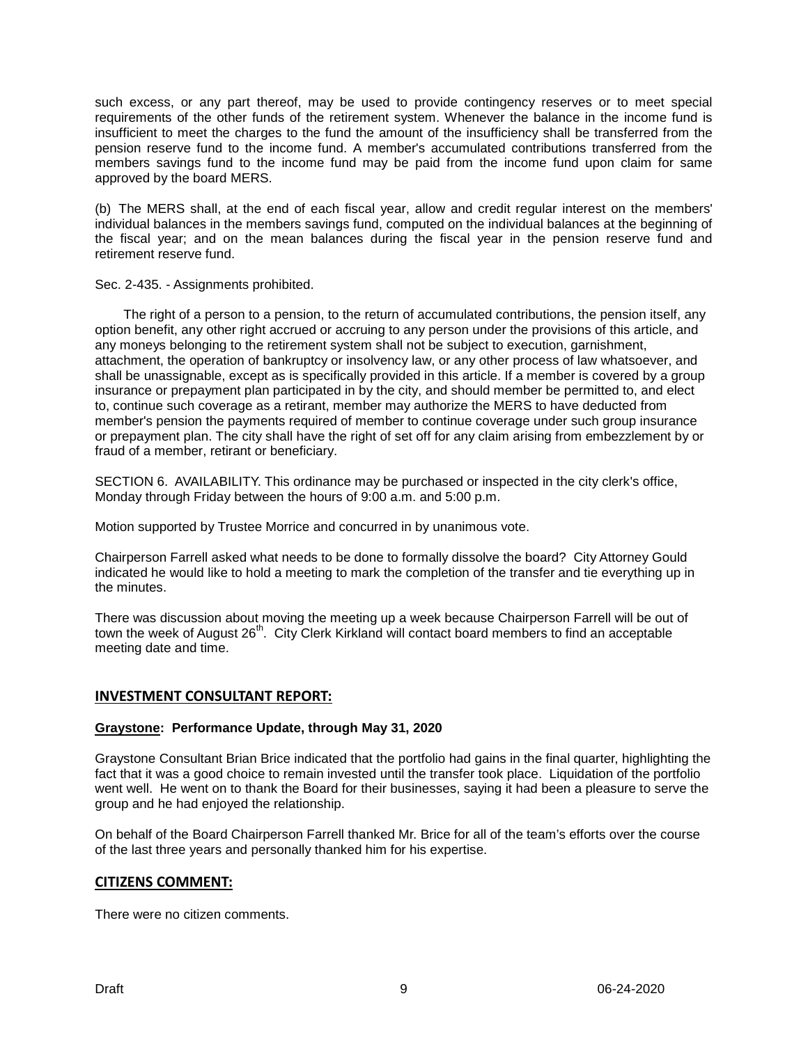such excess, or any part thereof, may be used to provide contingency reserves or to meet special requirements of the other funds of the retirement system. Whenever the balance in the income fund is insufficient to meet the charges to the fund the amount of the insufficiency shall be transferred from the pension reserve fund to the income fund. A member's accumulated contributions transferred from the members savings fund to the income fund may be paid from the income fund upon claim for same approved by the board MERS.

(b) The MERS shall, at the end of each fiscal year, allow and credit regular interest on the members' individual balances in the members savings fund, computed on the individual balances at the beginning of the fiscal year; and on the mean balances during the fiscal year in the pension reserve fund and retirement reserve fund.

Sec. 2-435. - Assignments prohibited.

The right of a person to a pension, to the return of accumulated contributions, the pension itself, any option benefit, any other right accrued or accruing to any person under the provisions of this article, and any moneys belonging to the retirement system shall not be subject to execution, garnishment, attachment, the operation of bankruptcy or insolvency law, or any other process of law whatsoever, and shall be unassignable, except as is specifically provided in this article. If a member is covered by a group insurance or prepayment plan participated in by the city, and should member be permitted to, and elect to, continue such coverage as a retirant, member may authorize the MERS to have deducted from member's pension the payments required of member to continue coverage under such group insurance or prepayment plan. The city shall have the right of set off for any claim arising from embezzlement by or fraud of a member, retirant or beneficiary.

SECTION 6. AVAILABILITY. This ordinance may be purchased or inspected in the city clerk's office, Monday through Friday between the hours of 9:00 a.m. and 5:00 p.m.

Motion supported by Trustee Morrice and concurred in by unanimous vote.

Chairperson Farrell asked what needs to be done to formally dissolve the board? City Attorney Gould indicated he would like to hold a meeting to mark the completion of the transfer and tie everything up in the minutes.

There was discussion about moving the meeting up a week because Chairperson Farrell will be out of town the week of August 26th. City Clerk Kirkland will contact board members to find an acceptable meeting date and time.

## INVESTMENT CONSULTANT REPORT:

**Graystone: Performance Update, through May 31, 2020**

Graystone Consultant Brian Brice indicated that the portfolio had gains in the final quarter, highlighting the fact that it was a good choice to remain invested until the transfer took place. Liquidation of the portfolio went well. He went on to thank the Board for their businesses, saying it had been a pleasure to serve the group and he had enjoyed the relationship.

On behalf of the Board Chairperson Farrell thanked Mr. Brice for all of the team's efforts over the course of the last three years and personally thanked him for his expertise.

## CITIZENS COMMENT:

There were no citizen comments.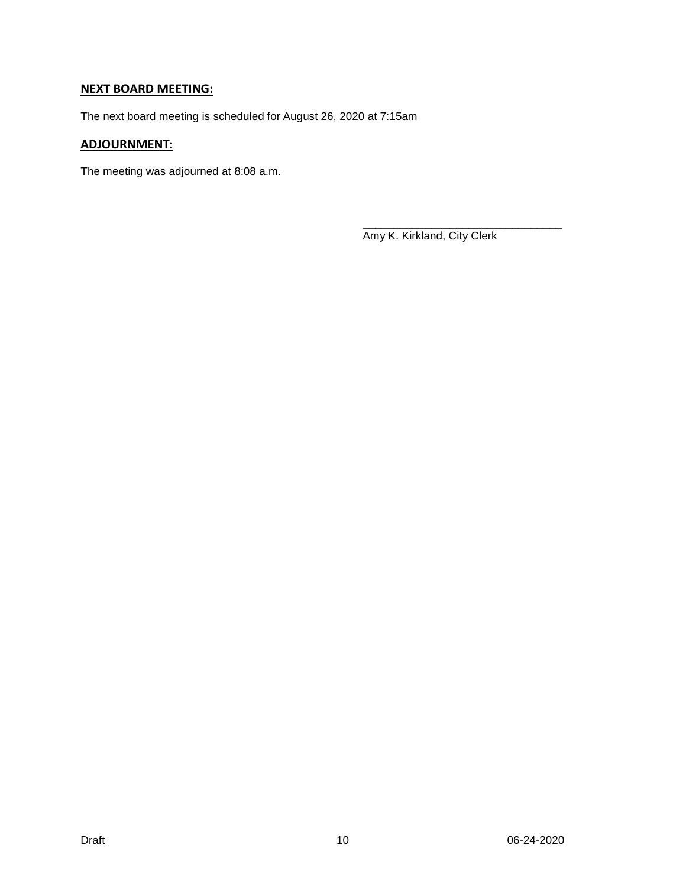## NEXT BOARD MEETING:

The next board meeting is scheduled for August 26, 2020 at 7:15am

## ADJOURNMENT:

The meeting was adjourned at 8:08 a.m.

\_\_\_\_\_\_\_\_\_\_\_\_\_\_\_\_\_\_\_\_\_\_\_\_\_\_\_\_\_\_\_\_
Amy K. Kirkland, City Clerk